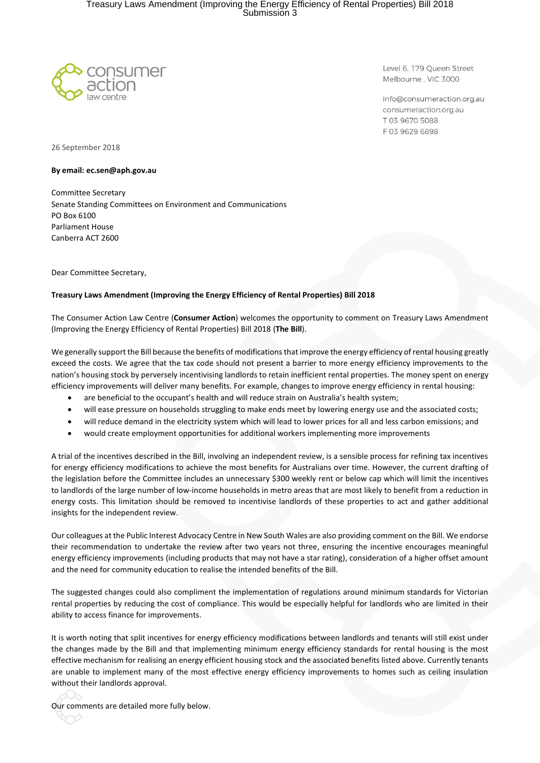consumer action law centre

Level 6, 179 Queen Street
Melbourne , VIC 3000

info@consumeraction.org.au
consumeraction.org.au
T 03 9670 5088
F 03 9629 6898

26 September 2018

**By email: ec.sen@aph.gov.au**

Committee Secretary
Senate Standing Committees on Environment and Communications
PO Box 6100
Parliament House
Canberra ACT 2600

Dear Committee Secretary,

**Treasury Laws Amendment (Improving the Energy Efficiency of Rental Properties) Bill 2018**

The Consumer Action Law Centre (**Consumer Action**) welcomes the opportunity to comment on Treasury Laws Amendment (Improving the Energy Efficiency of Rental Properties) Bill 2018 (**The Bill**).

We generally support the Bill because the benefits of modifications that improve the energy efficiency of rental housing greatly exceed the costs. We agree that the tax code should not present a barrier to more energy efficiency improvements to the nation's housing stock by perversely incentivising landlords to retain inefficient rental properties. The money spent on energy efficiency improvements will deliver many benefits. For example, changes to improve energy efficiency in rental housing:

- are beneficial to the occupant's health and will reduce strain on Australia's health system;
- will ease pressure on households struggling to make ends meet by lowering energy use and the associated costs;
- will reduce demand in the electricity system which will lead to lower prices for all and less carbon emissions; and
- would create employment opportunities for additional workers implementing more improvements

A trial of the incentives described in the Bill, involving an independent review, is a sensible process for refining tax incentives for energy efficiency modifications to achieve the most benefits for Australians over time. However, the current drafting of the legislation before the Committee includes an unnecessary $300 weekly rent or below cap which will limit the incentives to landlords of the large number of low-income households in metro areas that are most likely to benefit from a reduction in energy costs. This limitation should be removed to incentivise landlords of these properties to act and gather additional insights for the independent review.

Our colleagues at the Public Interest Advocacy Centre in New South Wales are also providing comment on the Bill. We endorse their recommendation to undertake the review after two years not three, ensuring the incentive encourages meaningful energy efficiency improvements (including products that may not have a star rating), consideration of a higher offset amount and the need for community education to realise the intended benefits of the Bill.

The suggested changes could also compliment the implementation of regulations around minimum standards for Victorian rental properties by reducing the cost of compliance. This would be especially helpful for landlords who are limited in their ability to access finance for improvements.

It is worth noting that split incentives for energy efficiency modifications between landlords and tenants will still exist under the changes made by the Bill and that implementing minimum energy efficiency standards for rental housing is the most effective mechanism for realising an energy efficient housing stock and the associated benefits listed above. Currently tenants are unable to implement many of the most effective energy efficiency improvements to homes such as ceiling insulation without their landlords approval.

Our comments are detailed more fully below.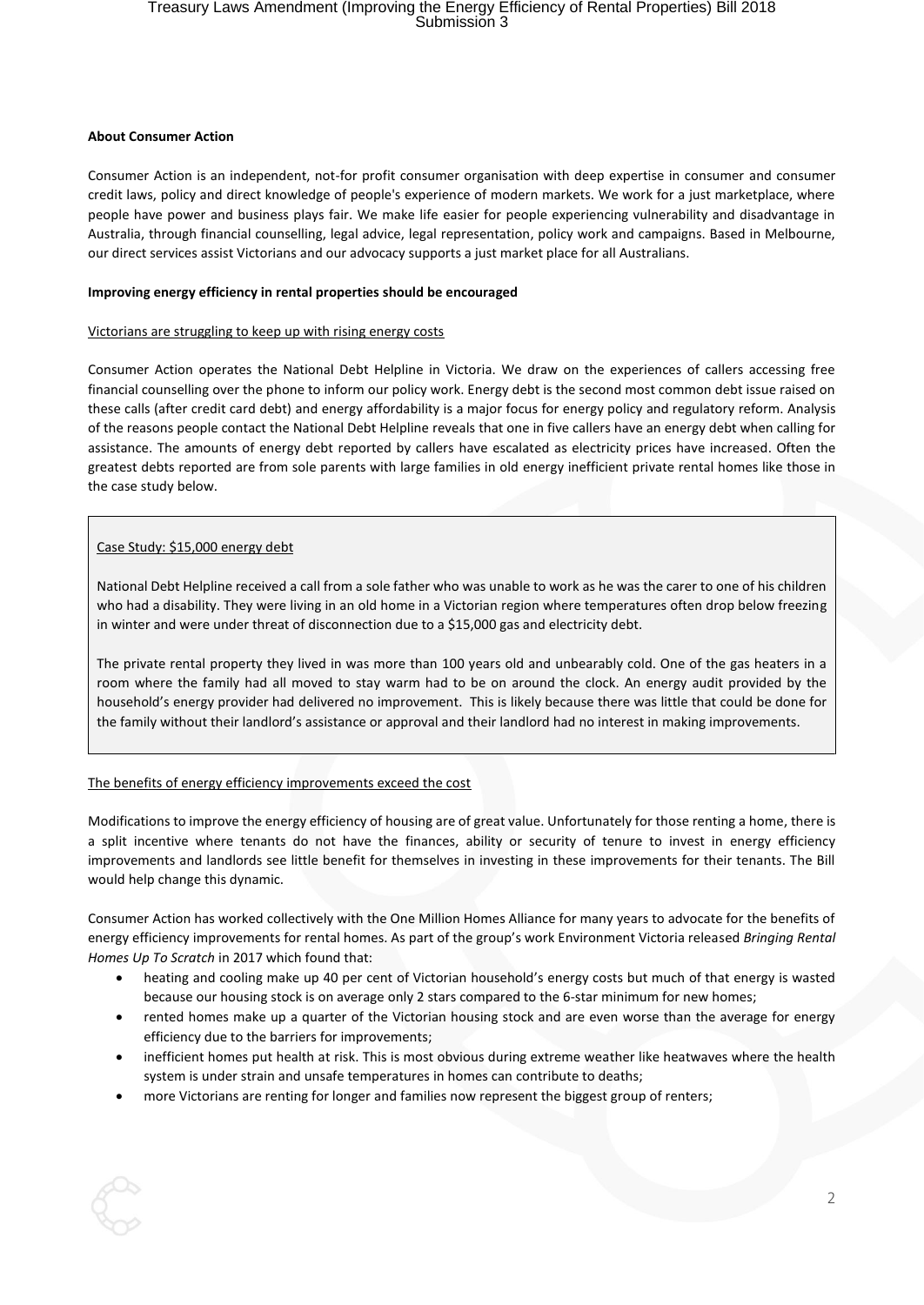**About Consumer Action**

Consumer Action is an independent, not-for profit consumer organisation with deep expertise in consumer and consumer credit laws, policy and direct knowledge of people's experience of modern markets. We work for a just marketplace, where people have power and business plays fair. We make life easier for people experiencing vulnerability and disadvantage in Australia, through financial counselling, legal advice, legal representation, policy work and campaigns. Based in Melbourne, our direct services assist Victorians and our advocacy supports a just market place for all Australians.

**Improving energy efficiency in rental properties should be encouraged**

Victorians are struggling to keep up with rising energy costs

Consumer Action operates the National Debt Helpline in Victoria. We draw on the experiences of callers accessing free financial counselling over the phone to inform our policy work. Energy debt is the second most common debt issue raised on these calls (after credit card debt) and energy affordability is a major focus for energy policy and regulatory reform. Analysis of the reasons people contact the National Debt Helpline reveals that one in five callers have an energy debt when calling for assistance. The amounts of energy debt reported by callers have escalated as electricity prices have increased. Often the greatest debts reported are from sole parents with large families in old energy inefficient private rental homes like those in the case study below.

> Case Study: $15,000 energy debt
>
> National Debt Helpline received a call from a sole father who was unable to work as he was the carer to one of his children who had a disability. They were living in an old home in a Victorian region where temperatures often drop below freezing in winter and were under threat of disconnection due to a $15,000 gas and electricity debt.
>
> The private rental property they lived in was more than 100 years old and unbearably cold. One of the gas heaters in a room where the family had all moved to stay warm had to be on around the clock. An energy audit provided by the household's energy provider had delivered no improvement. This is likely because there was little that could be done for the family without their landlord's assistance or approval and their landlord had no interest in making improvements.

The benefits of energy efficiency improvements exceed the cost

Modifications to improve the energy efficiency of housing are of great value. Unfortunately for those renting a home, there is a split incentive where tenants do not have the finances, ability or security of tenure to invest in energy efficiency improvements and landlords see little benefit for themselves in investing in these improvements for their tenants. The Bill would help change this dynamic.

Consumer Action has worked collectively with the One Million Homes Alliance for many years to advocate for the benefits of energy efficiency improvements for rental homes. As part of the group's work Environment Victoria released *Bringing Rental Homes Up To Scratch* in 2017 which found that:

- heating and cooling make up 40 per cent of Victorian household's energy costs but much of that energy is wasted because our housing stock is on average only 2 stars compared to the 6-star minimum for new homes;
- rented homes make up a quarter of the Victorian housing stock and are even worse than the average for energy efficiency due to the barriers for improvements;
- inefficient homes put health at risk. This is most obvious during extreme weather like heatwaves where the health system is under strain and unsafe temperatures in homes can contribute to deaths;
- more Victorians are renting for longer and families now represent the biggest group of renters;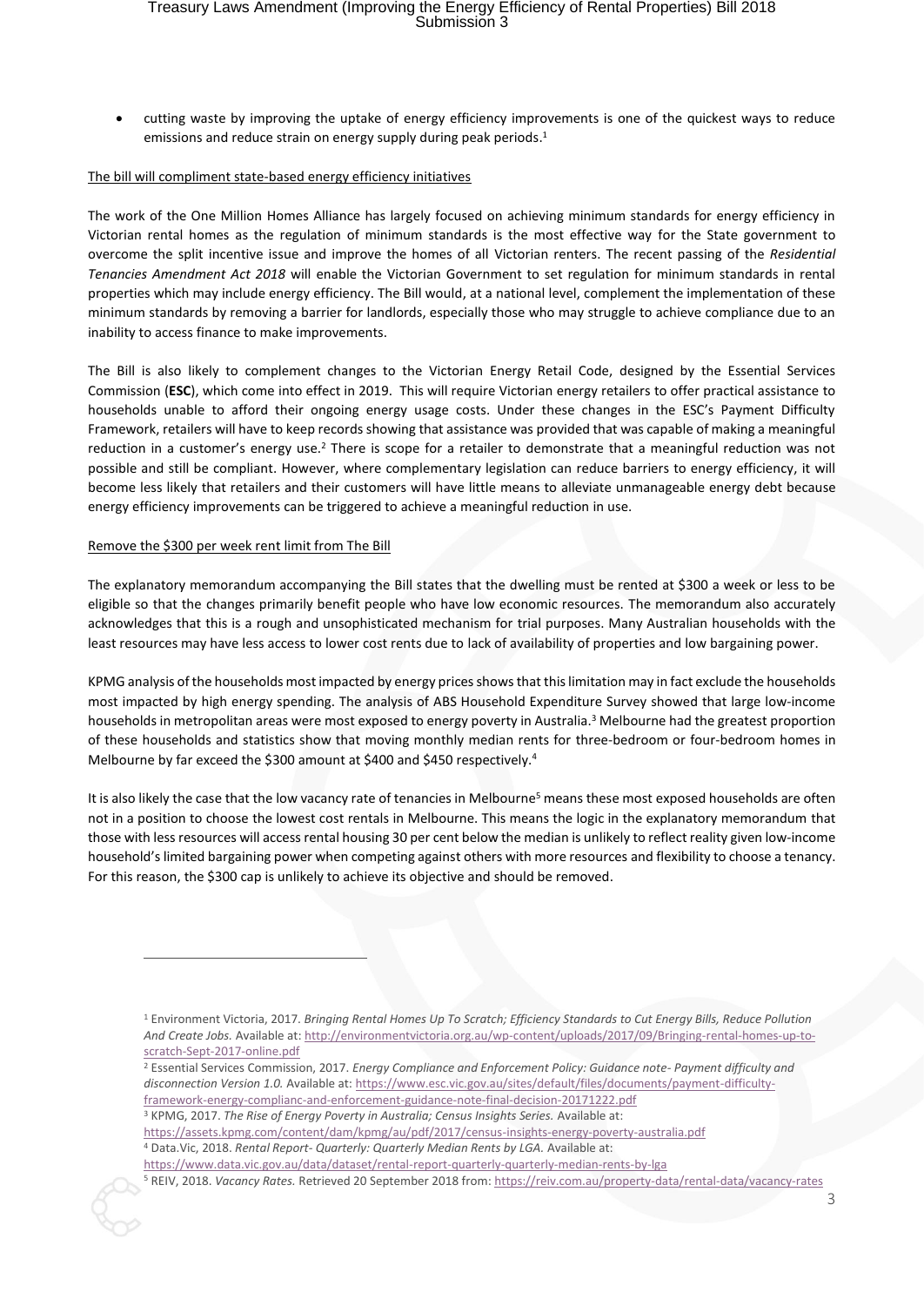- cutting waste by improving the uptake of energy efficiency improvements is one of the quickest ways to reduce emissions and reduce strain on energy supply during peak periods.[1]

The bill will compliment state-based energy efficiency initiatives

The work of the One Million Homes Alliance has largely focused on achieving minimum standards for energy efficiency in Victorian rental homes as the regulation of minimum standards is the most effective way for the State government to overcome the split incentive issue and improve the homes of all Victorian renters. The recent passing of the *Residential Tenancies Amendment Act 2018* will enable the Victorian Government to set regulation for minimum standards in rental properties which may include energy efficiency. The Bill would, at a national level, complement the implementation of these minimum standards by removing a barrier for landlords, especially those who may struggle to achieve compliance due to an inability to access finance to make improvements.

The Bill is also likely to complement changes to the Victorian Energy Retail Code, designed by the Essential Services Commission (**ESC**), which come into effect in 2019. This will require Victorian energy retailers to offer practical assistance to households unable to afford their ongoing energy usage costs. Under these changes in the ESC's Payment Difficulty Framework, retailers will have to keep records showing that assistance was provided that was capable of making a meaningful reduction in a customer's energy use.[2] There is scope for a retailer to demonstrate that a meaningful reduction was not possible and still be compliant. However, where complementary legislation can reduce barriers to energy efficiency, it will become less likely that retailers and their customers will have little means to alleviate unmanageable energy debt because energy efficiency improvements can be triggered to achieve a meaningful reduction in use.

Remove the $300 per week rent limit from The Bill

The explanatory memorandum accompanying the Bill states that the dwelling must be rented at $300 a week or less to be eligible so that the changes primarily benefit people who have low economic resources. The memorandum also accurately acknowledges that this is a rough and unsophisticated mechanism for trial purposes. Many Australian households with the least resources may have less access to lower cost rents due to lack of availability of properties and low bargaining power.

KPMG analysis of the households most impacted by energy prices shows that this limitation may in fact exclude the households most impacted by high energy spending. The analysis of ABS Household Expenditure Survey showed that large low-income households in metropolitan areas were most exposed to energy poverty in Australia.[3] Melbourne had the greatest proportion of these households and statistics show that moving monthly median rents for three-bedroom or four-bedroom homes in Melbourne by far exceed the $300 amount at $400 and $450 respectively.[4]

It is also likely the case that the low vacancy rate of tenancies in Melbourne[5] means these most exposed households are often not in a position to choose the lowest cost rentals in Melbourne. This means the logic in the explanatory memorandum that those with less resources will access rental housing 30 per cent below the median is unlikely to reflect reality given low-income household's limited bargaining power when competing against others with more resources and flexibility to choose a tenancy. For this reason, the $300 cap is unlikely to achieve its objective and should be removed.

---

[1] Environment Victoria, 2017. *Bringing Rental Homes Up To Scratch; Efficiency Standards to Cut Energy Bills, Reduce Pollution And Create Jobs.* Available at: http://environmentvictoria.org.au/wp-content/uploads/2017/09/Bringing-rental-homes-up-to-scratch-Sept-2017-online.pdf

[2] Essential Services Commission, 2017. *Energy Compliance and Enforcement Policy: Guidance note- Payment difficulty and disconnection Version 1.0.* Available at: https://www.esc.vic.gov.au/sites/default/files/documents/payment-difficulty-framework-energy-complianc-and-enforcement-guidance-note-final-decision-20171222.pdf

[3] KPMG, 2017. *The Rise of Energy Poverty in Australia; Census Insights Series.* Available at: https://assets.kpmg.com/content/dam/kpmg/au/pdf/2017/census-insights-energy-poverty-australia.pdf

[4] Data.Vic, 2018. *Rental Report- Quarterly: Quarterly Median Rents by LGA.* Available at: https://www.data.vic.gov.au/data/dataset/rental-report-quarterly-quarterly-median-rents-by-lga

[5] REIV, 2018. *Vacancy Rates.* Retrieved 20 September 2018 from: https://reiv.com.au/property-data/rental-data/vacancy-rates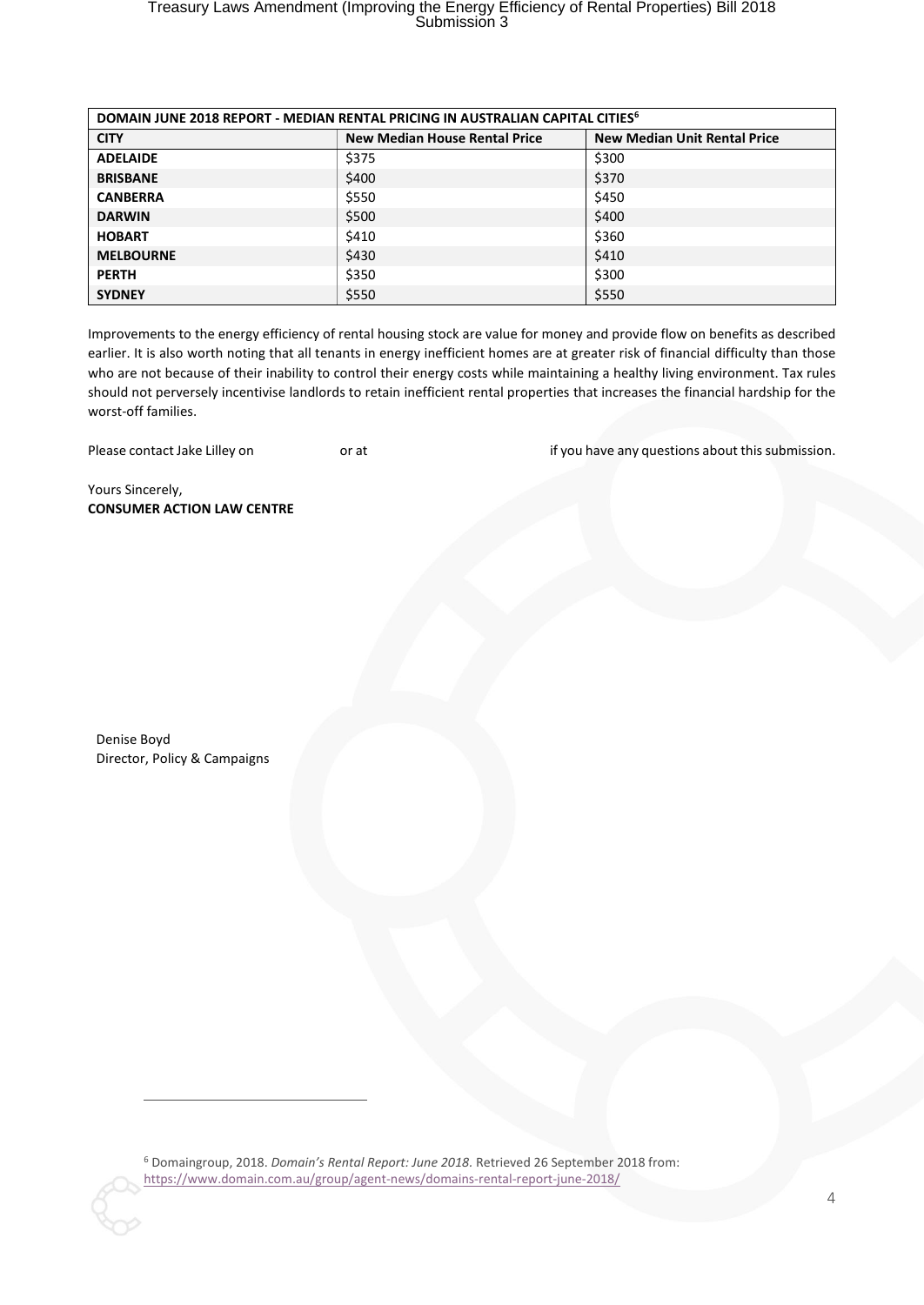| DOMAIN JUNE 2018 REPORT - MEDIAN RENTAL PRICING IN AUSTRALIAN CAPITAL CITIES[6] | | |
|---|---|---|
| **CITY** | **New Median House Rental Price** | **New Median Unit Rental Price** |
| **ADELAIDE** | $375 | $300 |
| **BRISBANE** | $400 | $370 |
| **CANBERRA** | $550 | $450 |
| **DARWIN** | $500 | $400 |
| **HOBART** | $410 | $360 |
| **MELBOURNE** | $430 | $410 |
| **PERTH** | $350 | $300 |
| **SYDNEY** | $550 | $550 |

Improvements to the energy efficiency of rental housing stock are value for money and provide flow on benefits as described earlier. It is also worth noting that all tenants in energy inefficient homes are at greater risk of financial difficulty than those who are not because of their inability to control their energy costs while maintaining a healthy living environment. Tax rules should not perversely incentivise landlords to retain inefficient rental properties that increases the financial hardship for the worst-off families.

Please contact Jake Lilley on or at if you have any questions about this submission.

Yours Sincerely,
**CONSUMER ACTION LAW CENTRE**

Denise Boyd
Director, Policy & Campaigns

---

[6] Domaingroup, 2018. *Domain's Rental Report: June 2018.* Retrieved 26 September 2018 from: https://www.domain.com.au/group/agent-news/domains-rental-report-june-2018/